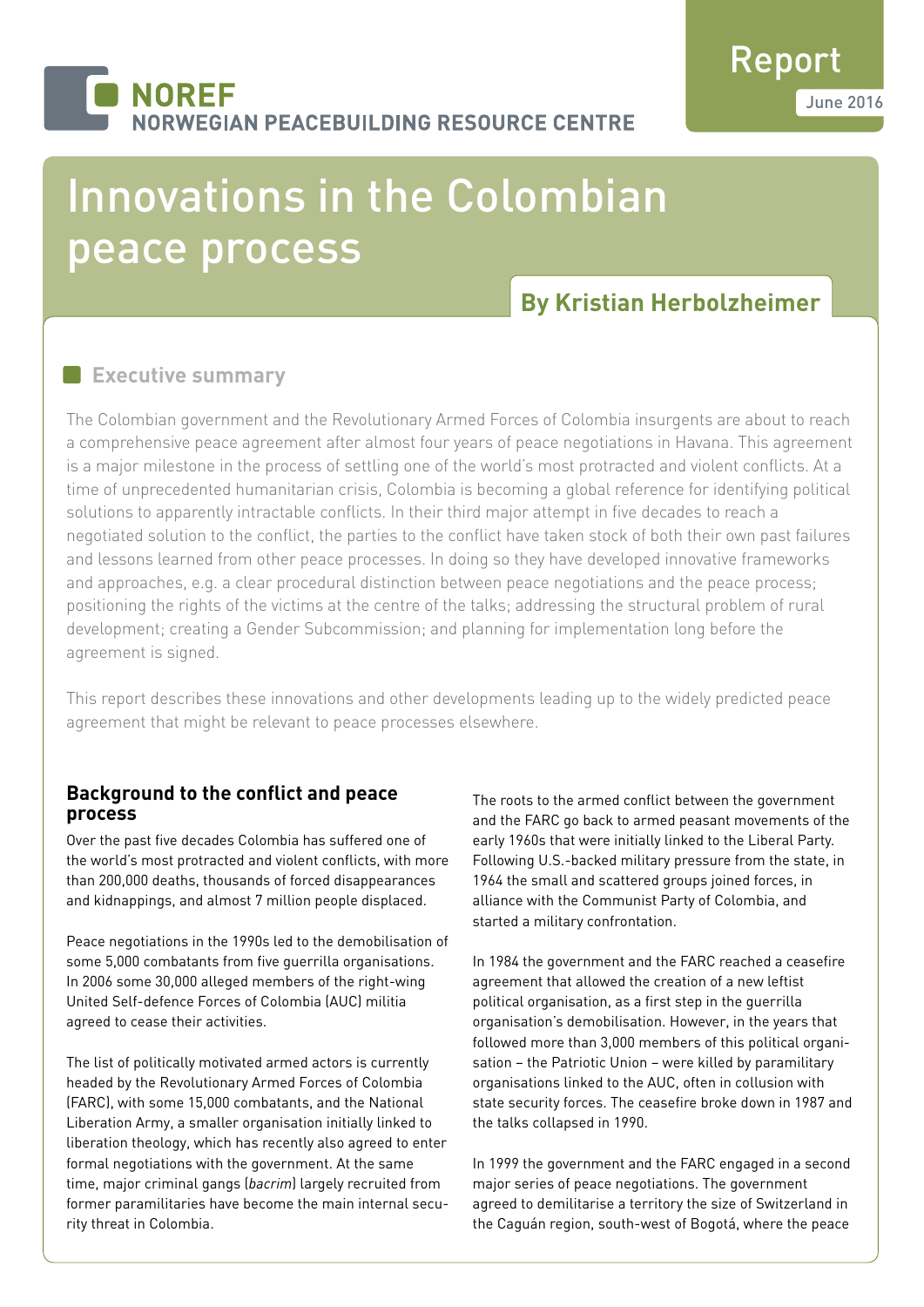NOREF
NORWEGIAN PEACEBUILDING RESOURCE CENTRE

Report
June 2016

# Innovations in the Colombian peace process

**By Kristian Herbolzheimer**

## Executive summary

The Colombian government and the Revolutionary Armed Forces of Colombia insurgents are about to reach a comprehensive peace agreement after almost four years of peace negotiations in Havana. This agreement is a major milestone in the process of settling one of the world's most protracted and violent conflicts. At a time of unprecedented humanitarian crisis, Colombia is becoming a global reference for identifying political solutions to apparently intractable conflicts. In their third major attempt in five decades to reach a negotiated solution to the conflict, the parties to the conflict have taken stock of both their own past failures and lessons learned from other peace processes. In doing so they have developed innovative frameworks and approaches, e.g. a clear procedural distinction between peace negotiations and the peace process; positioning the rights of the victims at the centre of the talks; addressing the structural problem of rural development; creating a Gender Subcommission; and planning for implementation long before the agreement is signed.

This report describes these innovations and other developments leading up to the widely predicted peace agreement that might be relevant to peace processes elsewhere.

### Background to the conflict and peace process

Over the past five decades Colombia has suffered one of the world's most protracted and violent conflicts, with more than 200,000 deaths, thousands of forced disappearances and kidnappings, and almost 7 million people displaced.

Peace negotiations in the 1990s led to the demobilisation of some 5,000 combatants from five guerrilla organisations. In 2006 some 30,000 alleged members of the right-wing United Self-defence Forces of Colombia (AUC) militia agreed to cease their activities.

The list of politically motivated armed actors is currently headed by the Revolutionary Armed Forces of Colombia (FARC), with some 15,000 combatants, and the National Liberation Army, a smaller organisation initially linked to liberation theology, which has recently also agreed to enter formal negotiations with the government. At the same time, major criminal gangs (*bacrim*) largely recruited from former paramilitaries have become the main internal security threat in Colombia.

The roots to the armed conflict between the government and the FARC go back to armed peasant movements of the early 1960s that were initially linked to the Liberal Party. Following U.S.-backed military pressure from the state, in 1964 the small and scattered groups joined forces, in alliance with the Communist Party of Colombia, and started a military confrontation.

In 1984 the government and the FARC reached a ceasefire agreement that allowed the creation of a new leftist political organisation, as a first step in the guerrilla organisation's demobilisation. However, in the years that followed more than 3,000 members of this political organisation – the Patriotic Union – were killed by paramilitary organisations linked to the AUC, often in collusion with state security forces. The ceasefire broke down in 1987 and the talks collapsed in 1990.

In 1999 the government and the FARC engaged in a second major series of peace negotiations. The government agreed to demilitarise a territory the size of Switzerland in the Caguán region, south-west of Bogotá, where the peace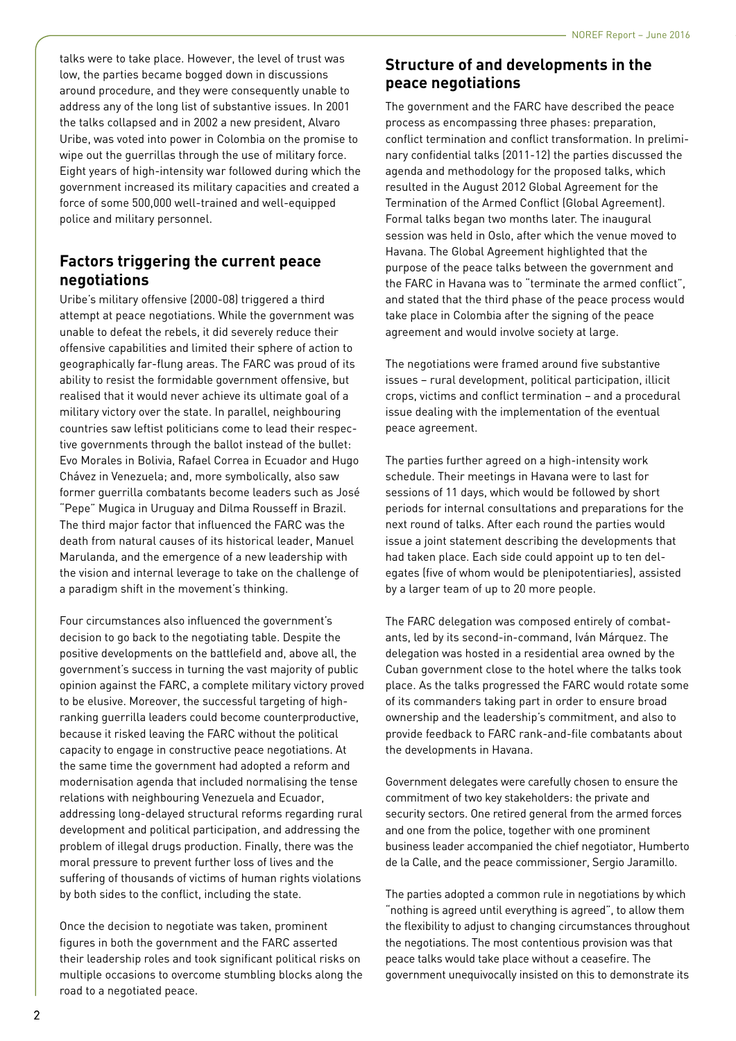talks were to take place. However, the level of trust was low, the parties became bogged down in discussions around procedure, and they were consequently unable to address any of the long list of substantive issues. In 2001 the talks collapsed and in 2002 a new president, Alvaro Uribe, was voted into power in Colombia on the promise to wipe out the guerrillas through the use of military force. Eight years of high-intensity war followed during which the government increased its military capacities and created a force of some 500,000 well-trained and well-equipped police and military personnel.

## Factors triggering the current peace negotiations

Uribe's military offensive (2000-08) triggered a third attempt at peace negotiations. While the government was unable to defeat the rebels, it did severely reduce their offensive capabilities and limited their sphere of action to geographically far-flung areas. The FARC was proud of its ability to resist the formidable government offensive, but realised that it would never achieve its ultimate goal of a military victory over the state. In parallel, neighbouring countries saw leftist politicians come to lead their respective governments through the ballot instead of the bullet: Evo Morales in Bolivia, Rafael Correa in Ecuador and Hugo Chávez in Venezuela; and, more symbolically, also saw former guerrilla combatants become leaders such as José "Pepe" Mugica in Uruguay and Dilma Rousseff in Brazil. The third major factor that influenced the FARC was the death from natural causes of its historical leader, Manuel Marulanda, and the emergence of a new leadership with the vision and internal leverage to take on the challenge of a paradigm shift in the movement's thinking.

Four circumstances also influenced the government's decision to go back to the negotiating table. Despite the positive developments on the battlefield and, above all, the government's success in turning the vast majority of public opinion against the FARC, a complete military victory proved to be elusive. Moreover, the successful targeting of high-ranking guerrilla leaders could become counterproductive, because it risked leaving the FARC without the political capacity to engage in constructive peace negotiations. At the same time the government had adopted a reform and modernisation agenda that included normalising the tense relations with neighbouring Venezuela and Ecuador, addressing long-delayed structural reforms regarding rural development and political participation, and addressing the problem of illegal drugs production. Finally, there was the moral pressure to prevent further loss of lives and the suffering of thousands of victims of human rights violations by both sides to the conflict, including the state.

Once the decision to negotiate was taken, prominent figures in both the government and the FARC asserted their leadership roles and took significant political risks on multiple occasions to overcome stumbling blocks along the road to a negotiated peace.

## Structure of and developments in the peace negotiations

The government and the FARC have described the peace process as encompassing three phases: preparation, conflict termination and conflict transformation. In preliminary confidential talks (2011-12) the parties discussed the agenda and methodology for the proposed talks, which resulted in the August 2012 Global Agreement for the Termination of the Armed Conflict (Global Agreement). Formal talks began two months later. The inaugural session was held in Oslo, after which the venue moved to Havana. The Global Agreement highlighted that the purpose of the peace talks between the government and the FARC in Havana was to "terminate the armed conflict", and stated that the third phase of the peace process would take place in Colombia after the signing of the peace agreement and would involve society at large.

The negotiations were framed around five substantive issues – rural development, political participation, illicit crops, victims and conflict termination – and a procedural issue dealing with the implementation of the eventual peace agreement.

The parties further agreed on a high-intensity work schedule. Their meetings in Havana were to last for sessions of 11 days, which would be followed by short periods for internal consultations and preparations for the next round of talks. After each round the parties would issue a joint statement describing the developments that had taken place. Each side could appoint up to ten delegates (five of whom would be plenipotentiaries), assisted by a larger team of up to 20 more people.

The FARC delegation was composed entirely of combatants, led by its second-in-command, Iván Márquez. The delegation was hosted in a residential area owned by the Cuban government close to the hotel where the talks took place. As the talks progressed the FARC would rotate some of its commanders taking part in order to ensure broad ownership and the leadership's commitment, and also to provide feedback to FARC rank-and-file combatants about the developments in Havana.

Government delegates were carefully chosen to ensure the commitment of two key stakeholders: the private and security sectors. One retired general from the armed forces and one from the police, together with one prominent business leader accompanied the chief negotiator, Humberto de la Calle, and the peace commissioner, Sergio Jaramillo.

The parties adopted a common rule in negotiations by which "nothing is agreed until everything is agreed", to allow them the flexibility to adjust to changing circumstances throughout the negotiations. The most contentious provision was that peace talks would take place without a ceasefire. The government unequivocally insisted on this to demonstrate its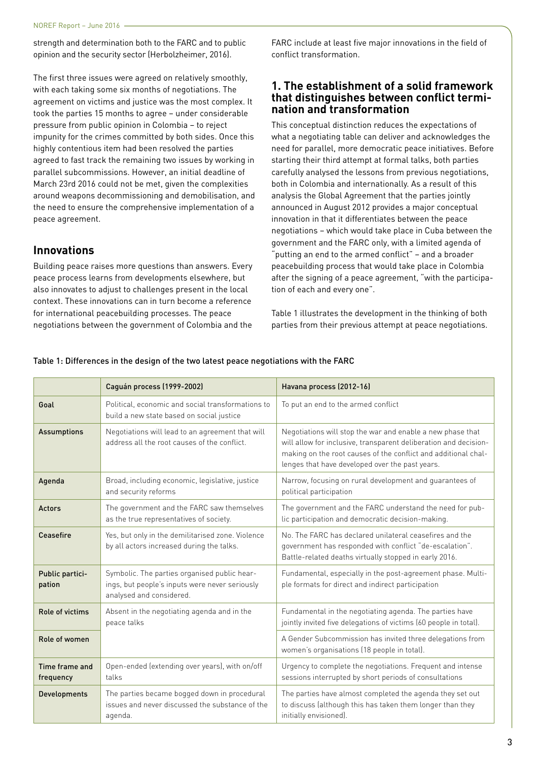strength and determination both to the FARC and to public opinion and the security sector (Herbolzheimer, 2016).

The first three issues were agreed on relatively smoothly, with each taking some six months of negotiations. The agreement on victims and justice was the most complex. It took the parties 15 months to agree – under considerable pressure from public opinion in Colombia – to reject impunity for the crimes committed by both sides. Once this highly contentious item had been resolved the parties agreed to fast track the remaining two issues by working in parallel subcommissions. However, an initial deadline of March 23rd 2016 could not be met, given the complexities around weapons decommissioning and demobilisation, and the need to ensure the comprehensive implementation of a peace agreement.

## Innovations

Building peace raises more questions than answers. Every peace process learns from developments elsewhere, but also innovates to adjust to challenges present in the local context. These innovations can in turn become a reference for international peacebuilding processes. The peace negotiations between the government of Colombia and the FARC include at least five major innovations in the field of conflict transformation.

### 1. The establishment of a solid framework that distinguishes between conflict termination and transformation

This conceptual distinction reduces the expectations of what a negotiating table can deliver and acknowledges the need for parallel, more democratic peace initiatives. Before starting their third attempt at formal talks, both parties carefully analysed the lessons from previous negotiations, both in Colombia and internationally. As a result of this analysis the Global Agreement that the parties jointly announced in August 2012 provides a major conceptual innovation in that it differentiates between the peace negotiations – which would take place in Cuba between the government and the FARC only, with a limited agenda of "putting an end to the armed conflict" – and a broader peacebuilding process that would take place in Colombia after the signing of a peace agreement, "with the participation of each and every one".

Table 1 illustrates the development in the thinking of both parties from their previous attempt at peace negotiations.

Table 1: Differences in the design of the two latest peace negotiations with the FARC

| | Caguán process (1999-2002) | Havana process (2012-16) |
|---|---|---|
| **Goal** | Political, economic and social transformations to build a new state based on social justice | To put an end to the armed conflict |
| **Assumptions** | Negotiations will lead to an agreement that will address all the root causes of the conflict. | Negotiations will stop the war and enable a new phase that will allow for inclusive, transparent deliberation and decision-making on the root causes of the conflict and additional challenges that have developed over the past years. |
| **Agenda** | Broad, including economic, legislative, justice and security reforms | Narrow, focusing on rural development and guarantees of political participation |
| **Actors** | The government and the FARC saw themselves as the true representatives of society. | The government and the FARC understand the need for public participation and democratic decision-making. |
| **Ceasefire** | Yes, but only in the demilitarised zone. Violence by all actors increased during the talks. | No. The FARC has declared unilateral ceasefires and the government has responded with conflict "de-escalation". Battle-related deaths virtually stopped in early 2016. |
| **Public participation** | Symbolic. The parties organised public hearings, but people's inputs were never seriously analysed and considered. | Fundamental, especially in the post-agreement phase. Multiple formats for direct and indirect participation |
| **Role of victims** | Absent in the negotiating agenda and in the peace talks | Fundamental in the negotiating agenda. The parties have jointly invited five delegations of victims (60 people in total). |
| **Role of women** | | A Gender Subcommission has invited three delegations from women's organisations (18 people in total). |
| **Time frame and frequency** | Open-ended (extending over years), with on/off talks | Urgency to complete the negotiations. Frequent and intense sessions interrupted by short periods of consultations |
| **Developments** | The parties became bogged down in procedural issues and never discussed the substance of the agenda. | The parties have almost completed the agenda they set out to discuss (although this has taken them longer than they initially envisioned). |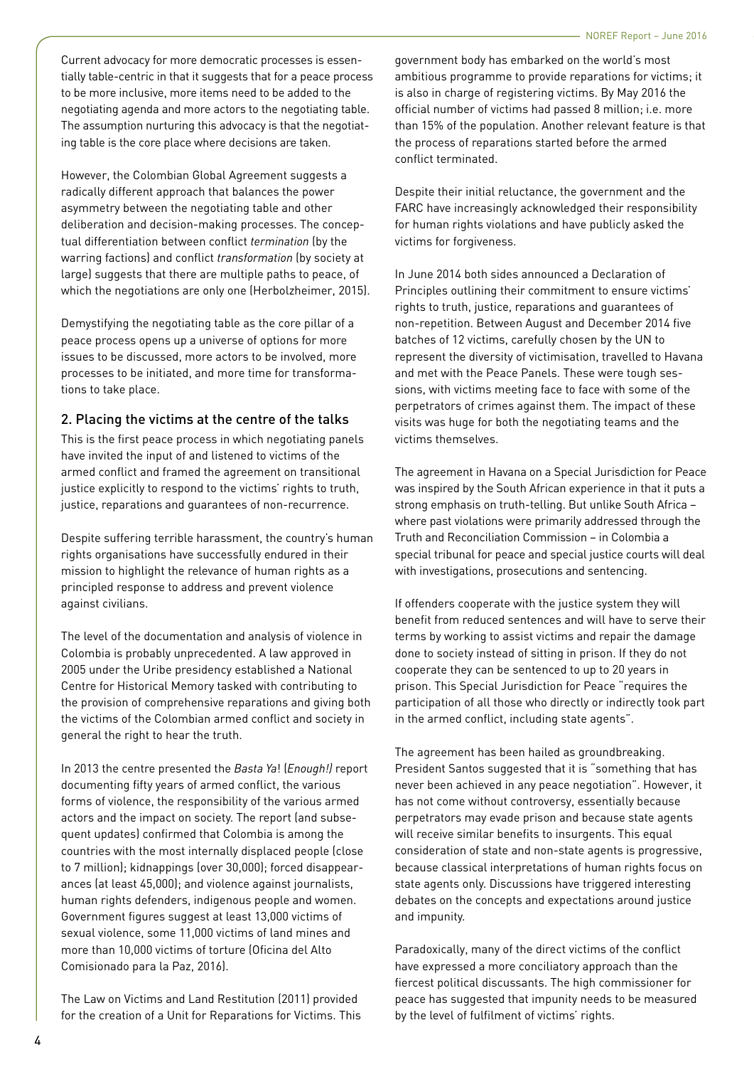Current advocacy for more democratic processes is essentially table-centric in that it suggests that for a peace process to be more inclusive, more items need to be added to the negotiating agenda and more actors to the negotiating table. The assumption nurturing this advocacy is that the negotiating table is the core place where decisions are taken.

However, the Colombian Global Agreement suggests a radically different approach that balances the power asymmetry between the negotiating table and other deliberation and decision-making processes. The conceptual differentiation between conflict *termination* (by the warring factions) and conflict *transformation* (by society at large) suggests that there are multiple paths to peace, of which the negotiations are only one (Herbolzheimer, 2015).

Demystifying the negotiating table as the core pillar of a peace process opens up a universe of options for more issues to be discussed, more actors to be involved, more processes to be initiated, and more time for transformations to take place.

## 2. Placing the victims at the centre of the talks

This is the first peace process in which negotiating panels have invited the input of and listened to victims of the armed conflict and framed the agreement on transitional justice explicitly to respond to the victims' rights to truth, justice, reparations and guarantees of non-recurrence.

Despite suffering terrible harassment, the country's human rights organisations have successfully endured in their mission to highlight the relevance of human rights as a principled response to address and prevent violence against civilians.

The level of the documentation and analysis of violence in Colombia is probably unprecedented. A law approved in 2005 under the Uribe presidency established a National Centre for Historical Memory tasked with contributing to the provision of comprehensive reparations and giving both the victims of the Colombian armed conflict and society in general the right to hear the truth.

In 2013 the centre presented the *Basta Ya*! (*Enough!)* report documenting fifty years of armed conflict, the various forms of violence, the responsibility of the various armed actors and the impact on society. The report (and subsequent updates) confirmed that Colombia is among the countries with the most internally displaced people (close to 7 million); kidnappings (over 30,000); forced disappearances (at least 45,000); and violence against journalists, human rights defenders, indigenous people and women. Government figures suggest at least 13,000 victims of sexual violence, some 11,000 victims of land mines and more than 10,000 victims of torture (Oficina del Alto Comisionado para la Paz, 2016).

The Law on Victims and Land Restitution (2011) provided for the creation of a Unit for Reparations for Victims. This government body has embarked on the world's most ambitious programme to provide reparations for victims; it is also in charge of registering victims. By May 2016 the official number of victims had passed 8 million; i.e. more than 15% of the population. Another relevant feature is that the process of reparations started before the armed conflict terminated.

Despite their initial reluctance, the government and the FARC have increasingly acknowledged their responsibility for human rights violations and have publicly asked the victims for forgiveness.

In June 2014 both sides announced a Declaration of Principles outlining their commitment to ensure victims' rights to truth, justice, reparations and guarantees of non-repetition. Between August and December 2014 five batches of 12 victims, carefully chosen by the UN to represent the diversity of victimisation, travelled to Havana and met with the Peace Panels. These were tough sessions, with victims meeting face to face with some of the perpetrators of crimes against them. The impact of these visits was huge for both the negotiating teams and the victims themselves.

The agreement in Havana on a Special Jurisdiction for Peace was inspired by the South African experience in that it puts a strong emphasis on truth-telling. But unlike South Africa – where past violations were primarily addressed through the Truth and Reconciliation Commission – in Colombia a special tribunal for peace and special justice courts will deal with investigations, prosecutions and sentencing.

If offenders cooperate with the justice system they will benefit from reduced sentences and will have to serve their terms by working to assist victims and repair the damage done to society instead of sitting in prison. If they do not cooperate they can be sentenced to up to 20 years in prison. This Special Jurisdiction for Peace "requires the participation of all those who directly or indirectly took part in the armed conflict, including state agents".

The agreement has been hailed as groundbreaking. President Santos suggested that it is "something that has never been achieved in any peace negotiation". However, it has not come without controversy, essentially because perpetrators may evade prison and because state agents will receive similar benefits to insurgents. This equal consideration of state and non-state agents is progressive, because classical interpretations of human rights focus on state agents only. Discussions have triggered interesting debates on the concepts and expectations around justice and impunity.

Paradoxically, many of the direct victims of the conflict have expressed a more conciliatory approach than the fiercest political discussants. The high commissioner for peace has suggested that impunity needs to be measured by the level of fulfilment of victims' rights.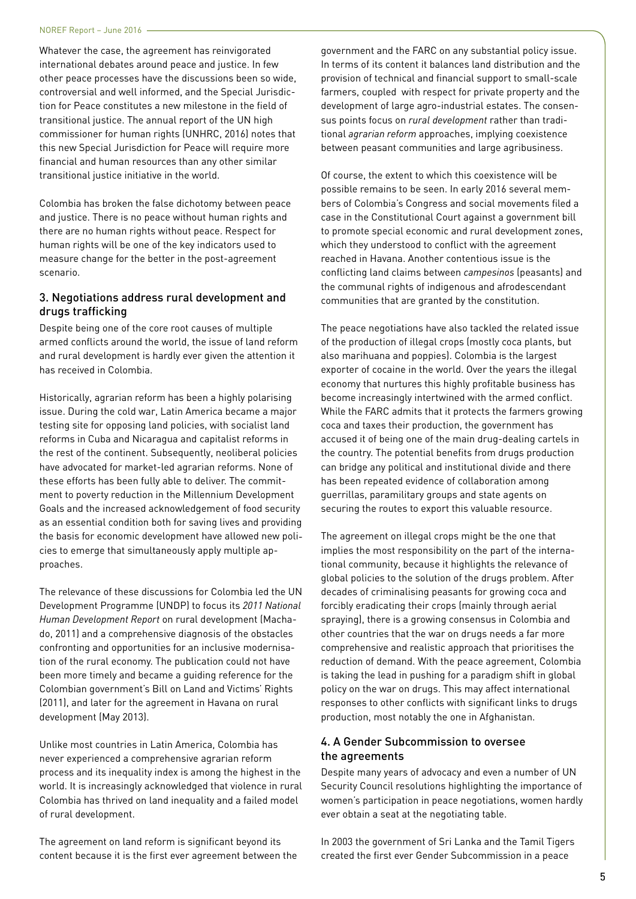Whatever the case, the agreement has reinvigorated international debates around peace and justice. In few other peace processes have the discussions been so wide, controversial and well informed, and the Special Jurisdiction for Peace constitutes a new milestone in the field of transitional justice. The annual report of the UN high commissioner for human rights (UNHRC, 2016) notes that this new Special Jurisdiction for Peace will require more financial and human resources than any other similar transitional justice initiative in the world.

Colombia has broken the false dichotomy between peace and justice. There is no peace without human rights and there are no human rights without peace. Respect for human rights will be one of the key indicators used to measure change for the better in the post-agreement scenario.

### 3. Negotiations address rural development and drugs trafficking

Despite being one of the core root causes of multiple armed conflicts around the world, the issue of land reform and rural development is hardly ever given the attention it has received in Colombia.

Historically, agrarian reform has been a highly polarising issue. During the cold war, Latin America became a major testing site for opposing land policies, with socialist land reforms in Cuba and Nicaragua and capitalist reforms in the rest of the continent. Subsequently, neoliberal policies have advocated for market-led agrarian reforms. None of these efforts has been fully able to deliver. The commitment to poverty reduction in the Millennium Development Goals and the increased acknowledgement of food security as an essential condition both for saving lives and providing the basis for economic development have allowed new policies to emerge that simultaneously apply multiple approaches.

The relevance of these discussions for Colombia led the UN Development Programme (UNDP) to focus its *2011 National Human Development Report* on rural development (Machado, 2011) and a comprehensive diagnosis of the obstacles confronting and opportunities for an inclusive modernisation of the rural economy. The publication could not have been more timely and became a guiding reference for the Colombian government's Bill on Land and Victims' Rights (2011), and later for the agreement in Havana on rural development (May 2013).

Unlike most countries in Latin America, Colombia has never experienced a comprehensive agrarian reform process and its inequality index is among the highest in the world. It is increasingly acknowledged that violence in rural Colombia has thrived on land inequality and a failed model of rural development.

The agreement on land reform is significant beyond its content because it is the first ever agreement between the government and the FARC on any substantial policy issue. In terms of its content it balances land distribution and the provision of technical and financial support to small-scale farmers, coupled with respect for private property and the development of large agro-industrial estates. The consensus points focus on *rural development* rather than traditional *agrarian reform* approaches, implying coexistence between peasant communities and large agribusiness.

Of course, the extent to which this coexistence will be possible remains to be seen. In early 2016 several members of Colombia's Congress and social movements filed a case in the Constitutional Court against a government bill to promote special economic and rural development zones, which they understood to conflict with the agreement reached in Havana. Another contentious issue is the conflicting land claims between *campesinos* (peasants) and the communal rights of indigenous and afrodescendant communities that are granted by the constitution.

The peace negotiations have also tackled the related issue of the production of illegal crops (mostly coca plants, but also marihuana and poppies). Colombia is the largest exporter of cocaine in the world. Over the years the illegal economy that nurtures this highly profitable business has become increasingly intertwined with the armed conflict. While the FARC admits that it protects the farmers growing coca and taxes their production, the government has accused it of being one of the main drug-dealing cartels in the country. The potential benefits from drugs production can bridge any political and institutional divide and there has been repeated evidence of collaboration among guerrillas, paramilitary groups and state agents on securing the routes to export this valuable resource.

The agreement on illegal crops might be the one that implies the most responsibility on the part of the international community, because it highlights the relevance of global policies to the solution of the drugs problem. After decades of criminalising peasants for growing coca and forcibly eradicating their crops (mainly through aerial spraying), there is a growing consensus in Colombia and other countries that the war on drugs needs a far more comprehensive and realistic approach that prioritises the reduction of demand. With the peace agreement, Colombia is taking the lead in pushing for a paradigm shift in global policy on the war on drugs. This may affect international responses to other conflicts with significant links to drugs production, most notably the one in Afghanistan.

### 4. A Gender Subcommission to oversee the agreements

Despite many years of advocacy and even a number of UN Security Council resolutions highlighting the importance of women's participation in peace negotiations, women hardly ever obtain a seat at the negotiating table.

In 2003 the government of Sri Lanka and the Tamil Tigers created the first ever Gender Subcommission in a peace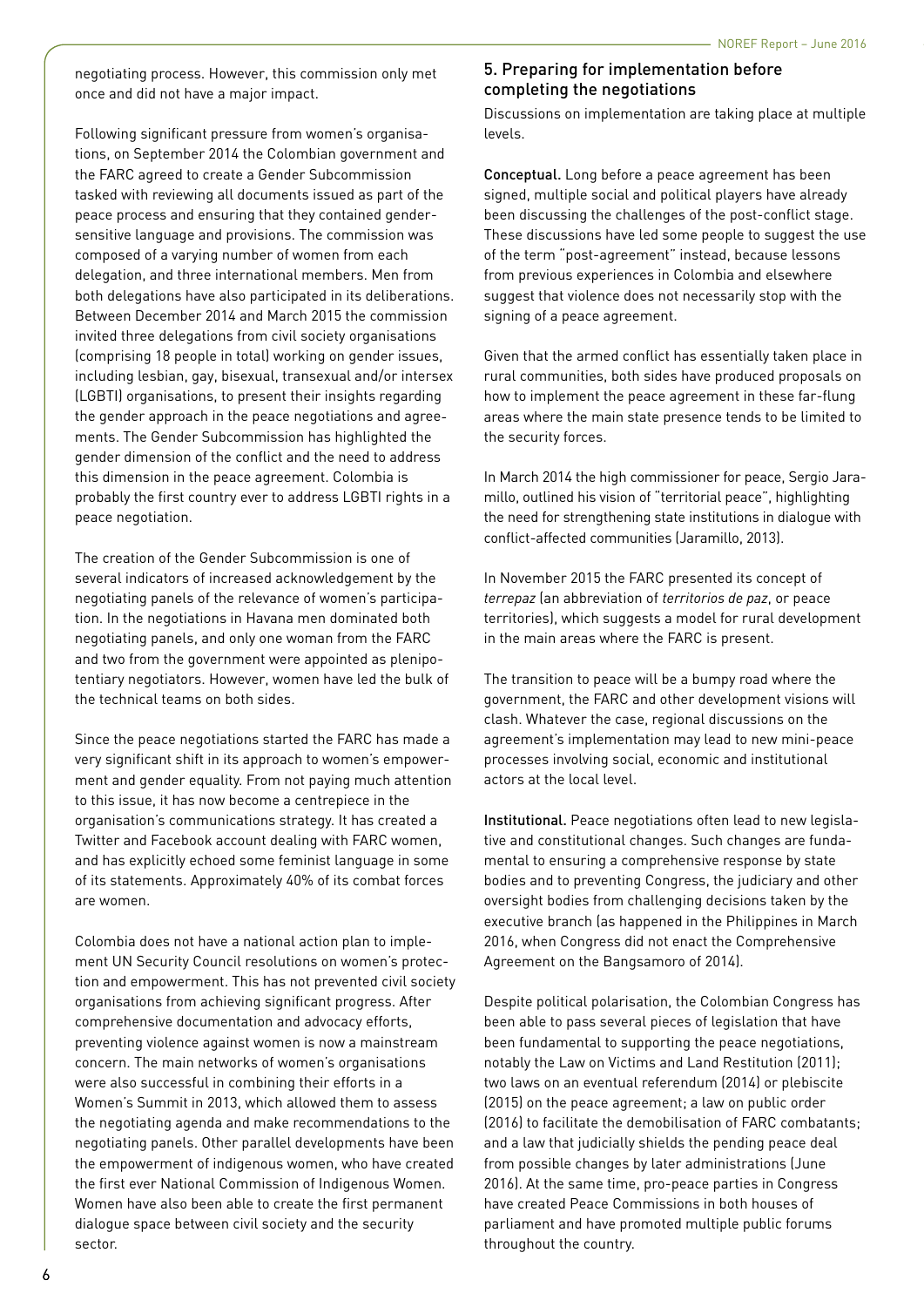negotiating process. However, this commission only met once and did not have a major impact.

Following significant pressure from women's organisations, on September 2014 the Colombian government and the FARC agreed to create a Gender Subcommission tasked with reviewing all documents issued as part of the peace process and ensuring that they contained gender-sensitive language and provisions. The commission was composed of a varying number of women from each delegation, and three international members. Men from both delegations have also participated in its deliberations. Between December 2014 and March 2015 the commission invited three delegations from civil society organisations (comprising 18 people in total) working on gender issues, including lesbian, gay, bisexual, transexual and/or intersex (LGBTI) organisations, to present their insights regarding the gender approach in the peace negotiations and agreements. The Gender Subcommission has highlighted the gender dimension of the conflict and the need to address this dimension in the peace agreement. Colombia is probably the first country ever to address LGBTI rights in a peace negotiation.

The creation of the Gender Subcommission is one of several indicators of increased acknowledgement by the negotiating panels of the relevance of women's participation. In the negotiations in Havana men dominated both negotiating panels, and only one woman from the FARC and two from the government were appointed as plenipotentiary negotiators. However, women have led the bulk of the technical teams on both sides.

Since the peace negotiations started the FARC has made a very significant shift in its approach to women's empowerment and gender equality. From not paying much attention to this issue, it has now become a centrepiece in the organisation's communications strategy. It has created a Twitter and Facebook account dealing with FARC women, and has explicitly echoed some feminist language in some of its statements. Approximately 40% of its combat forces are women.

Colombia does not have a national action plan to implement UN Security Council resolutions on women's protection and empowerment. This has not prevented civil society organisations from achieving significant progress. After comprehensive documentation and advocacy efforts, preventing violence against women is now a mainstream concern. The main networks of women's organisations were also successful in combining their efforts in a Women's Summit in 2013, which allowed them to assess the negotiating agenda and make recommendations to the negotiating panels. Other parallel developments have been the empowerment of indigenous women, who have created the first ever National Commission of Indigenous Women. Women have also been able to create the first permanent dialogue space between civil society and the security sector.

## 5. Preparing for implementation before completing the negotiations

Discussions on implementation are taking place at multiple levels.

**Conceptual.** Long before a peace agreement has been signed, multiple social and political players have already been discussing the challenges of the post-conflict stage. These discussions have led some people to suggest the use of the term "post-agreement" instead, because lessons from previous experiences in Colombia and elsewhere suggest that violence does not necessarily stop with the signing of a peace agreement.

Given that the armed conflict has essentially taken place in rural communities, both sides have produced proposals on how to implement the peace agreement in these far-flung areas where the main state presence tends to be limited to the security forces.

In March 2014 the high commissioner for peace, Sergio Jaramillo, outlined his vision of "territorial peace", highlighting the need for strengthening state institutions in dialogue with conflict-affected communities (Jaramillo, 2013).

In November 2015 the FARC presented its concept of *terrepaz* (an abbreviation of *territorios de paz*, or peace territories), which suggests a model for rural development in the main areas where the FARC is present.

The transition to peace will be a bumpy road where the government, the FARC and other development visions will clash. Whatever the case, regional discussions on the agreement's implementation may lead to new mini-peace processes involving social, economic and institutional actors at the local level.

**Institutional.** Peace negotiations often lead to new legislative and constitutional changes. Such changes are fundamental to ensuring a comprehensive response by state bodies and to preventing Congress, the judiciary and other oversight bodies from challenging decisions taken by the executive branch (as happened in the Philippines in March 2016, when Congress did not enact the Comprehensive Agreement on the Bangsamoro of 2014).

Despite political polarisation, the Colombian Congress has been able to pass several pieces of legislation that have been fundamental to supporting the peace negotiations, notably the Law on Victims and Land Restitution (2011); two laws on an eventual referendum (2014) or plebiscite (2015) on the peace agreement; a law on public order (2016) to facilitate the demobilisation of FARC combatants; and a law that judicially shields the pending peace deal from possible changes by later administrations (June 2016). At the same time, pro-peace parties in Congress have created Peace Commissions in both houses of parliament and have promoted multiple public forums throughout the country.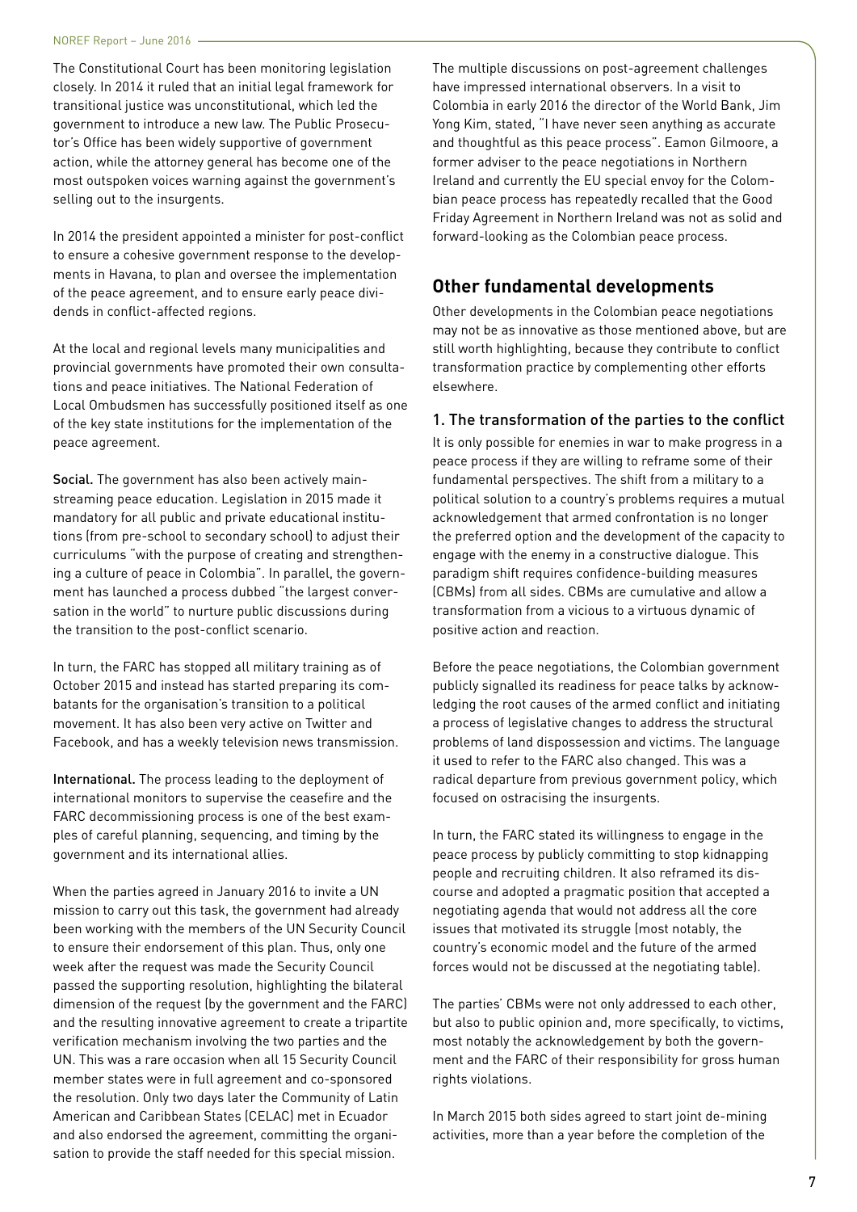The Constitutional Court has been monitoring legislation closely. In 2014 it ruled that an initial legal framework for transitional justice was unconstitutional, which led the government to introduce a new law. The Public Prosecutor's Office has been widely supportive of government action, while the attorney general has become one of the most outspoken voices warning against the government's selling out to the insurgents.

In 2014 the president appointed a minister for post-conflict to ensure a cohesive government response to the developments in Havana, to plan and oversee the implementation of the peace agreement, and to ensure early peace dividends in conflict-affected regions.

At the local and regional levels many municipalities and provincial governments have promoted their own consultations and peace initiatives. The National Federation of Local Ombudsmen has successfully positioned itself as one of the key state institutions for the implementation of the peace agreement.

**Social.** The government has also been actively mainstreaming peace education. Legislation in 2015 made it mandatory for all public and private educational institutions (from pre-school to secondary school) to adjust their curriculums "with the purpose of creating and strengthening a culture of peace in Colombia". In parallel, the government has launched a process dubbed "the largest conversation in the world" to nurture public discussions during the transition to the post-conflict scenario.

In turn, the FARC has stopped all military training as of October 2015 and instead has started preparing its combatants for the organisation's transition to a political movement. It has also been very active on Twitter and Facebook, and has a weekly television news transmission.

**International.** The process leading to the deployment of international monitors to supervise the ceasefire and the FARC decommissioning process is one of the best examples of careful planning, sequencing, and timing by the government and its international allies.

When the parties agreed in January 2016 to invite a UN mission to carry out this task, the government had already been working with the members of the UN Security Council to ensure their endorsement of this plan. Thus, only one week after the request was made the Security Council passed the supporting resolution, highlighting the bilateral dimension of the request (by the government and the FARC) and the resulting innovative agreement to create a tripartite verification mechanism involving the two parties and the UN. This was a rare occasion when all 15 Security Council member states were in full agreement and co-sponsored the resolution. Only two days later the Community of Latin American and Caribbean States (CELAC) met in Ecuador and also endorsed the agreement, committing the organisation to provide the staff needed for this special mission.

The multiple discussions on post-agreement challenges have impressed international observers. In a visit to Colombia in early 2016 the director of the World Bank, Jim Yong Kim, stated, "I have never seen anything as accurate and thoughtful as this peace process". Eamon Gilmoore, a former adviser to the peace negotiations in Northern Ireland and currently the EU special envoy for the Colombian peace process has repeatedly recalled that the Good Friday Agreement in Northern Ireland was not as solid and forward-looking as the Colombian peace process.

## Other fundamental developments

Other developments in the Colombian peace negotiations may not be as innovative as those mentioned above, but are still worth highlighting, because they contribute to conflict transformation practice by complementing other efforts elsewhere.

### 1. The transformation of the parties to the conflict

It is only possible for enemies in war to make progress in a peace process if they are willing to reframe some of their fundamental perspectives. The shift from a military to a political solution to a country's problems requires a mutual acknowledgement that armed confrontation is no longer the preferred option and the development of the capacity to engage with the enemy in a constructive dialogue. This paradigm shift requires confidence-building measures (CBMs) from all sides. CBMs are cumulative and allow a transformation from a vicious to a virtuous dynamic of positive action and reaction.

Before the peace negotiations, the Colombian government publicly signalled its readiness for peace talks by acknowledging the root causes of the armed conflict and initiating a process of legislative changes to address the structural problems of land dispossession and victims. The language it used to refer to the FARC also changed. This was a radical departure from previous government policy, which focused on ostracising the insurgents.

In turn, the FARC stated its willingness to engage in the peace process by publicly committing to stop kidnapping people and recruiting children. It also reframed its discourse and adopted a pragmatic position that accepted a negotiating agenda that would not address all the core issues that motivated its struggle (most notably, the country's economic model and the future of the armed forces would not be discussed at the negotiating table).

The parties' CBMs were not only addressed to each other, but also to public opinion and, more specifically, to victims, most notably the acknowledgement by both the government and the FARC of their responsibility for gross human rights violations.

In March 2015 both sides agreed to start joint de-mining activities, more than a year before the completion of the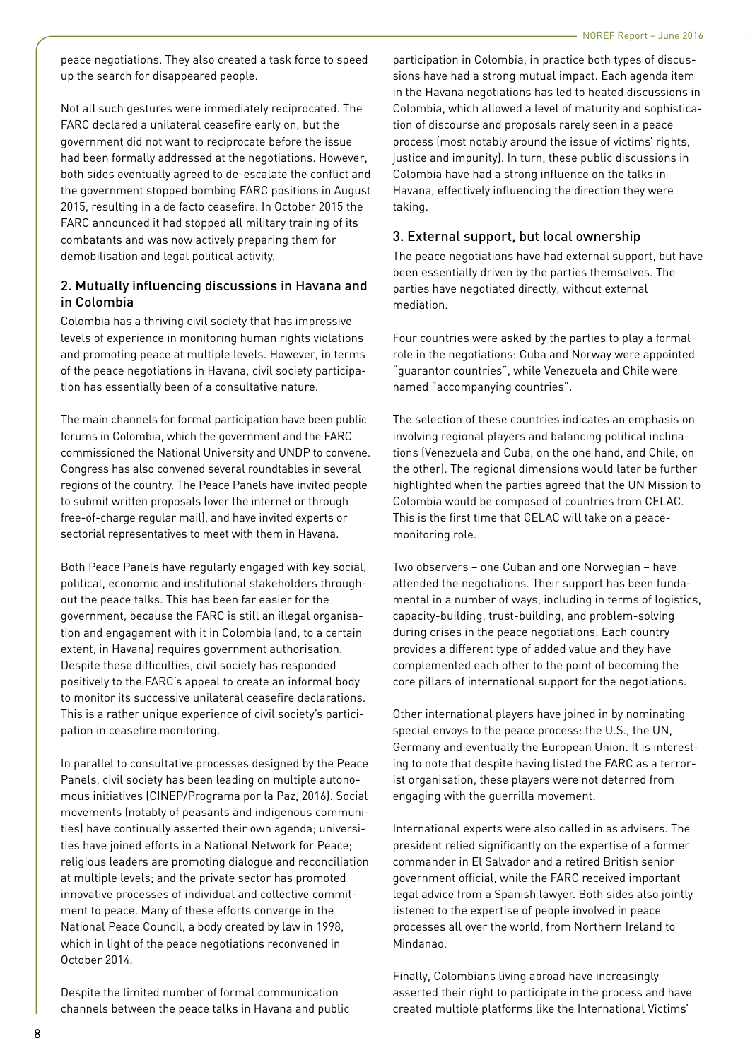peace negotiations. They also created a task force to speed up the search for disappeared people.

Not all such gestures were immediately reciprocated. The FARC declared a unilateral ceasefire early on, but the government did not want to reciprocate before the issue had been formally addressed at the negotiations. However, both sides eventually agreed to de-escalate the conflict and the government stopped bombing FARC positions in August 2015, resulting in a de facto ceasefire. In October 2015 the FARC announced it had stopped all military training of its combatants and was now actively preparing them for demobilisation and legal political activity.

### 2. Mutually influencing discussions in Havana and in Colombia

Colombia has a thriving civil society that has impressive levels of experience in monitoring human rights violations and promoting peace at multiple levels. However, in terms of the peace negotiations in Havana, civil society participation has essentially been of a consultative nature.

The main channels for formal participation have been public forums in Colombia, which the government and the FARC commissioned the National University and UNDP to convene. Congress has also convened several roundtables in several regions of the country. The Peace Panels have invited people to submit written proposals (over the internet or through free-of-charge regular mail), and have invited experts or sectorial representatives to meet with them in Havana.

Both Peace Panels have regularly engaged with key social, political, economic and institutional stakeholders throughout the peace talks. This has been far easier for the government, because the FARC is still an illegal organisation and engagement with it in Colombia (and, to a certain extent, in Havana) requires government authorisation. Despite these difficulties, civil society has responded positively to the FARC's appeal to create an informal body to monitor its successive unilateral ceasefire declarations. This is a rather unique experience of civil society's participation in ceasefire monitoring.

In parallel to consultative processes designed by the Peace Panels, civil society has been leading on multiple autonomous initiatives (CINEP/Programa por la Paz, 2016). Social movements (notably of peasants and indigenous communities) have continually asserted their own agenda; universities have joined efforts in a National Network for Peace; religious leaders are promoting dialogue and reconciliation at multiple levels; and the private sector has promoted innovative processes of individual and collective commitment to peace. Many of these efforts converge in the National Peace Council, a body created by law in 1998, which in light of the peace negotiations reconvened in October 2014.

Despite the limited number of formal communication channels between the peace talks in Havana and public participation in Colombia, in practice both types of discussions have had a strong mutual impact. Each agenda item in the Havana negotiations has led to heated discussions in Colombia, which allowed a level of maturity and sophistication of discourse and proposals rarely seen in a peace process (most notably around the issue of victims' rights, justice and impunity). In turn, these public discussions in Colombia have had a strong influence on the talks in Havana, effectively influencing the direction they were taking.

### 3. External support, but local ownership

The peace negotiations have had external support, but have been essentially driven by the parties themselves. The parties have negotiated directly, without external mediation.

Four countries were asked by the parties to play a formal role in the negotiations: Cuba and Norway were appointed "guarantor countries", while Venezuela and Chile were named "accompanying countries".

The selection of these countries indicates an emphasis on involving regional players and balancing political inclinations (Venezuela and Cuba, on the one hand, and Chile, on the other). The regional dimensions would later be further highlighted when the parties agreed that the UN Mission to Colombia would be composed of countries from CELAC. This is the first time that CELAC will take on a peace-monitoring role.

Two observers – one Cuban and one Norwegian – have attended the negotiations. Their support has been fundamental in a number of ways, including in terms of logistics, capacity-building, trust-building, and problem-solving during crises in the peace negotiations. Each country provides a different type of added value and they have complemented each other to the point of becoming the core pillars of international support for the negotiations.

Other international players have joined in by nominating special envoys to the peace process: the U.S., the UN, Germany and eventually the European Union. It is interesting to note that despite having listed the FARC as a terrorist organisation, these players were not deterred from engaging with the guerrilla movement.

International experts were also called in as advisers. The president relied significantly on the expertise of a former commander in El Salvador and a retired British senior government official, while the FARC received important legal advice from a Spanish lawyer. Both sides also jointly listened to the expertise of people involved in peace processes all over the world, from Northern Ireland to Mindanao.

Finally, Colombians living abroad have increasingly asserted their right to participate in the process and have created multiple platforms like the International Victims'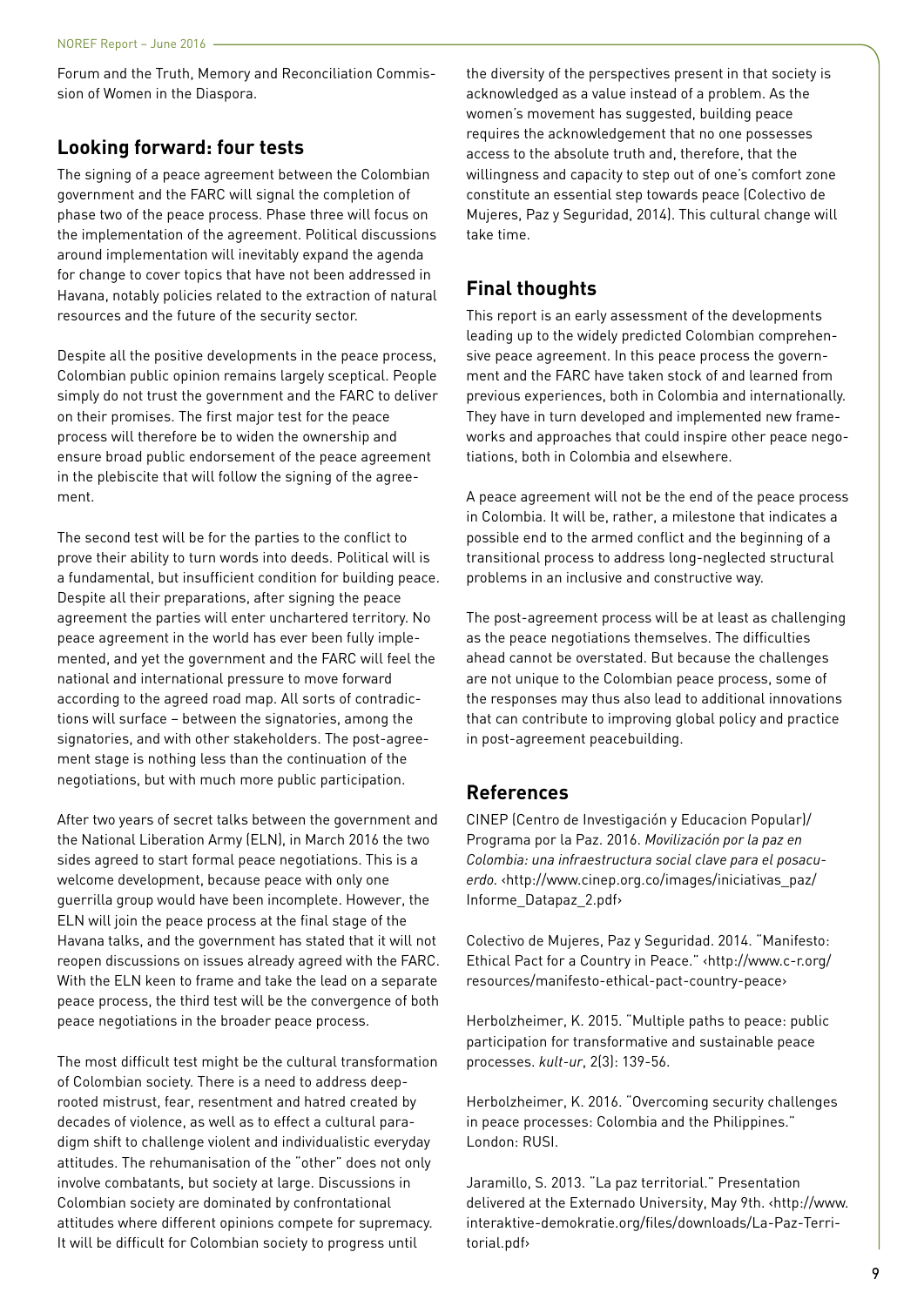Forum and the Truth, Memory and Reconciliation Commission of Women in the Diaspora.

## Looking forward: four tests

The signing of a peace agreement between the Colombian government and the FARC will signal the completion of phase two of the peace process. Phase three will focus on the implementation of the agreement. Political discussions around implementation will inevitably expand the agenda for change to cover topics that have not been addressed in Havana, notably policies related to the extraction of natural resources and the future of the security sector.

Despite all the positive developments in the peace process, Colombian public opinion remains largely sceptical. People simply do not trust the government and the FARC to deliver on their promises. The first major test for the peace process will therefore be to widen the ownership and ensure broad public endorsement of the peace agreement in the plebiscite that will follow the signing of the agreement.

The second test will be for the parties to the conflict to prove their ability to turn words into deeds. Political will is a fundamental, but insufficient condition for building peace. Despite all their preparations, after signing the peace agreement the parties will enter unchartered territory. No peace agreement in the world has ever been fully implemented, and yet the government and the FARC will feel the national and international pressure to move forward according to the agreed road map. All sorts of contradictions will surface – between the signatories, among the signatories, and with other stakeholders. The post-agreement stage is nothing less than the continuation of the negotiations, but with much more public participation.

After two years of secret talks between the government and the National Liberation Army (ELN), in March 2016 the two sides agreed to start formal peace negotiations. This is a welcome development, because peace with only one guerrilla group would have been incomplete. However, the ELN will join the peace process at the final stage of the Havana talks, and the government has stated that it will not reopen discussions on issues already agreed with the FARC. With the ELN keen to frame and take the lead on a separate peace process, the third test will be the convergence of both peace negotiations in the broader peace process.

The most difficult test might be the cultural transformation of Colombian society. There is a need to address deep-rooted mistrust, fear, resentment and hatred created by decades of violence, as well as to effect a cultural paradigm shift to challenge violent and individualistic everyday attitudes. The rehumanisation of the "other" does not only involve combatants, but society at large. Discussions in Colombian society are dominated by confrontational attitudes where different opinions compete for supremacy. It will be difficult for Colombian society to progress until the diversity of the perspectives present in that society is acknowledged as a value instead of a problem. As the women's movement has suggested, building peace requires the acknowledgement that no one possesses access to the absolute truth and, therefore, that the willingness and capacity to step out of one's comfort zone constitute an essential step towards peace (Colectivo de Mujeres, Paz y Seguridad, 2014). This cultural change will take time.

## Final thoughts

This report is an early assessment of the developments leading up to the widely predicted Colombian comprehensive peace agreement. In this peace process the government and the FARC have taken stock of and learned from previous experiences, both in Colombia and internationally. They have in turn developed and implemented new frameworks and approaches that could inspire other peace negotiations, both in Colombia and elsewhere.

A peace agreement will not be the end of the peace process in Colombia. It will be, rather, a milestone that indicates a possible end to the armed conflict and the beginning of a transitional process to address long-neglected structural problems in an inclusive and constructive way.

The post-agreement process will be at least as challenging as the peace negotiations themselves. The difficulties ahead cannot be overstated. But because the challenges are not unique to the Colombian peace process, some of the responses may thus also lead to additional innovations that can contribute to improving global policy and practice in post-agreement peacebuilding.

## References

CINEP (Centro de Investigación y Educacion Popular)/Programa por la Paz. 2016. *Movilización por la paz en Colombia: una infraestructura social clave para el posacuerdo.* ‹http://www.cinep.org.co/images/iniciativas_paz/Informe_Datapaz_2.pdf›

Colectivo de Mujeres, Paz y Seguridad. 2014. "Manifesto: Ethical Pact for a Country in Peace." ‹http://www.c-r.org/resources/manifesto-ethical-pact-country-peace›

Herbolzheimer, K. 2015. "Multiple paths to peace: public participation for transformative and sustainable peace processes. *kult-ur*, 2(3): 139-56.

Herbolzheimer, K. 2016. "Overcoming security challenges in peace processes: Colombia and the Philippines." London: RUSI.

Jaramillo, S. 2013. "La paz territorial." Presentation delivered at the Externado University, May 9th. ‹http://www.interaktive-demokratie.org/files/downloads/La-Paz-Territorial.pdf›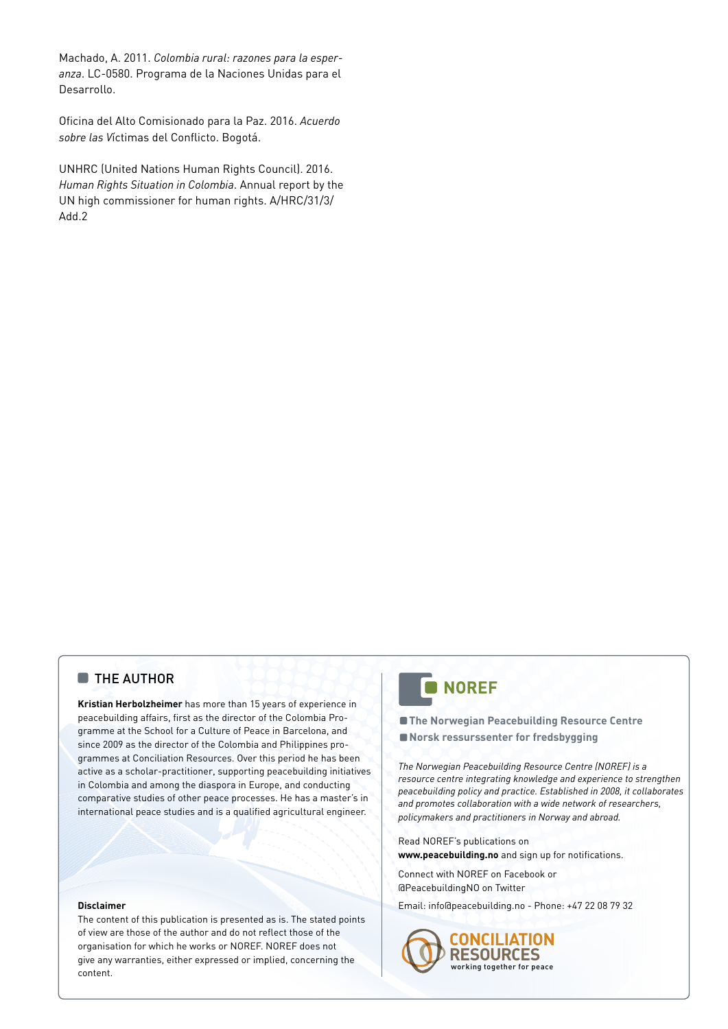Machado, A. 2011. *Colombia rural: razones para la esperanza*. LC-0580. Programa de la Naciones Unidas para el Desarrollo.

Oficina del Alto Comisionado para la Paz. 2016. *Acuerdo sobre las V*íctimas del Conflicto. Bogotá.

UNHRC (United Nations Human Rights Council). 2016. *Human Rights Situation in Colombia*. Annual report by the UN high commissioner for human rights. A/HRC/31/3/Add.2

## THE AUTHOR

**Kristian Herbolzheimer** has more than 15 years of experience in peacebuilding affairs, first as the director of the Colombia Programme at the School for a Culture of Peace in Barcelona, and since 2009 as the director of the Colombia and Philippines programmes at Conciliation Resources. Over this period he has been active as a scholar-practitioner, supporting peacebuilding initiatives in Colombia and among the diaspora in Europe, and conducting comparative studies of other peace processes. He has a master's in international peace studies and is a qualified agricultural engineer.

**Disclaimer**

The content of this publication is presented as is. The stated points of view are those of the author and do not reflect those of the organisation for which he works or NOREF. NOREF does not give any warranties, either expressed or implied, concerning the content.

**NOREF**

**The Norwegian Peacebuilding Resource Centre**
**Norsk ressurssenter for fredsbygging**

*The Norwegian Peacebuilding Resource Centre (NOREF) is a resource centre integrating knowledge and experience to strengthen peacebuilding policy and practice. Established in 2008, it collaborates and promotes collaboration with a wide network of researchers, policymakers and practitioners in Norway and abroad.*

Read NOREF's publications on **www.peacebuilding.no** and sign up for notifications.

Connect with NOREF on Facebook or @PeacebuildingNO on Twitter

Email: info@peacebuilding.no - Phone: +47 22 08 79 32

CONCILIATION RESOURCES
working together for peace